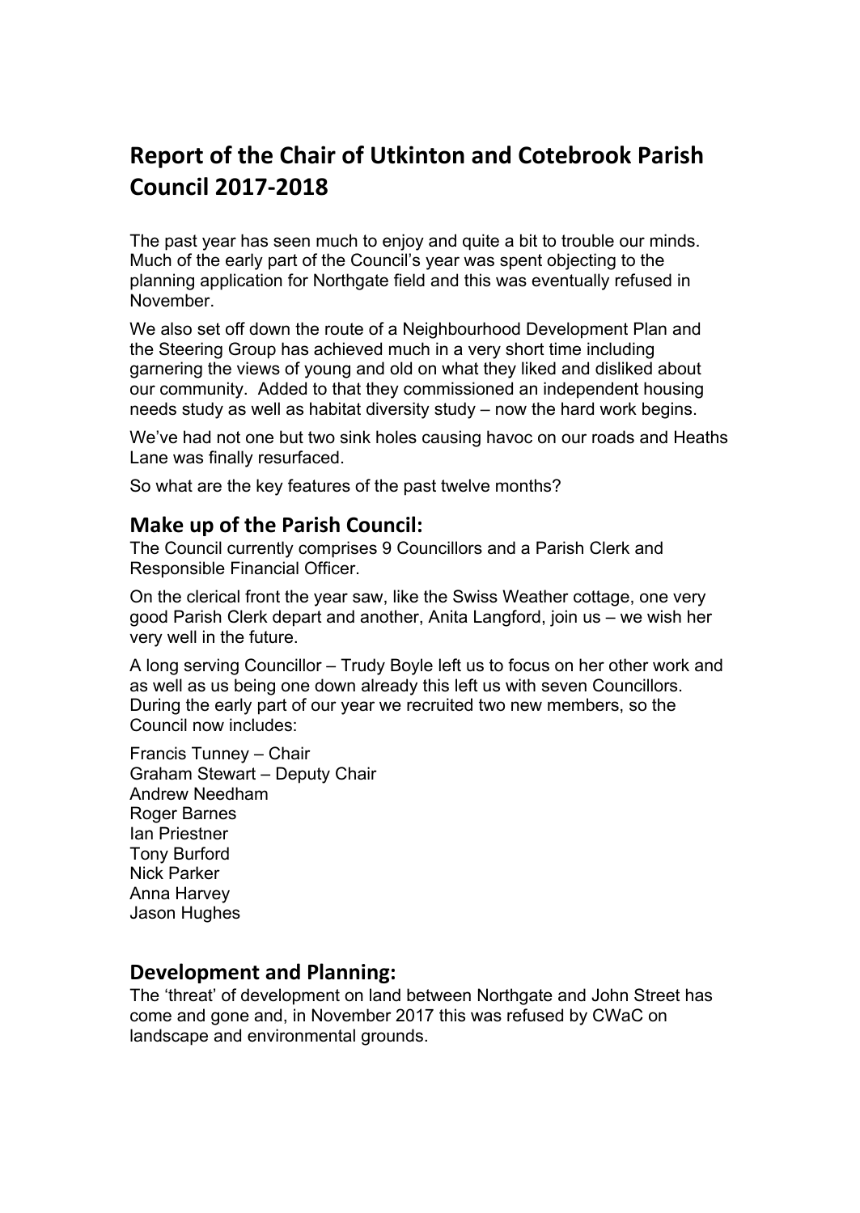# Report of the Chair of Utkinton and Cotebrook Parish Council 2017-2018

The past year has seen much to enjoy and quite a bit to trouble our minds. Much of the early part of the Council's year was spent objecting to the planning application for Northgate field and this was eventually refused in November.

We also set off down the route of a Neighbourhood Development Plan and the Steering Group has achieved much in a very short time including garnering the views of young and old on what they liked and disliked about our community. Added to that they commissioned an independent housing needs study as well as habitat diversity study – now the hard work begins.

We've had not one but two sink holes causing havoc on our roads and Heaths Lane was finally resurfaced.

So what are the key features of the past twelve months?

## Make up of the Parish Council:

The Council currently comprises 9 Councillors and a Parish Clerk and Responsible Financial Officer.

On the clerical front the year saw, like the Swiss Weather cottage, one very good Parish Clerk depart and another, Anita Langford, join us – we wish her very well in the future.

A long serving Councillor – Trudy Boyle left us to focus on her other work and as well as us being one down already this left us with seven Councillors. During the early part of our year we recruited two new members, so the Council now includes:

Francis Tunney – Chair
Graham Stewart – Deputy Chair
Andrew Needham
Roger Barnes
Ian Priestner
Tony Burford
Nick Parker
Anna Harvey
Jason Hughes

## Development and Planning:

The 'threat' of development on land between Northgate and John Street has come and gone and, in November 2017 this was refused by CWaC on landscape and environmental grounds.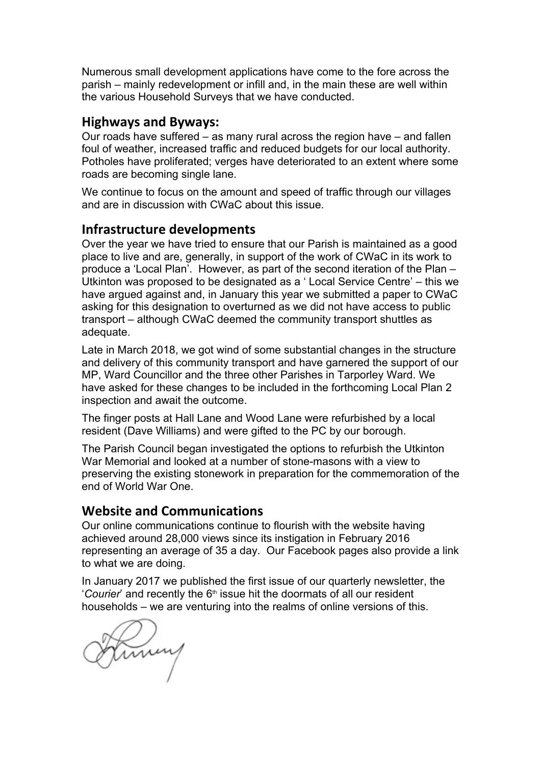Numerous small development applications have come to the fore across the parish – mainly redevelopment or infill and, in the main these are well within the various Household Surveys that we have conducted.

## Highways and Byways:

Our roads have suffered – as many rural across the region have – and fallen foul of weather, increased traffic and reduced budgets for our local authority. Potholes have proliferated; verges have deteriorated to an extent where some roads are becoming single lane.

We continue to focus on the amount and speed of traffic through our villages and are in discussion with CWaC about this issue.

## Infrastructure developments

Over the year we have tried to ensure that our Parish is maintained as a good place to live and are, generally, in support of the work of CWaC in its work to produce a 'Local Plan'. However, as part of the second iteration of the Plan – Utkinton was proposed to be designated as a ' Local Service Centre' – this we have argued against and, in January this year we submitted a paper to CWaC asking for this designation to overturned as we did not have access to public transport – although CWaC deemed the community transport shuttles as adequate.

Late in March 2018, we got wind of some substantial changes in the structure and delivery of this community transport and have garnered the support of our MP, Ward Councillor and the three other Parishes in Tarporley Ward. We have asked for these changes to be included in the forthcoming Local Plan 2 inspection and await the outcome.

The finger posts at Hall Lane and Wood Lane were refurbished by a local resident (Dave Williams) and were gifted to the PC by our borough.

The Parish Council began investigated the options to refurbish the Utkinton War Memorial and looked at a number of stone-masons with a view to preserving the existing stonework in preparation for the commemoration of the end of World War One.

## Website and Communications

Our online communications continue to flourish with the website having achieved around 28,000 views since its instigation in February 2016 representing an average of 35 a day. Our Facebook pages also provide a link to what we are doing.

In January 2017 we published the first issue of our quarterly newsletter, the '*Courier*' and recently the 6th issue hit the doormats of all our resident households – we are venturing into the realms of online versions of this.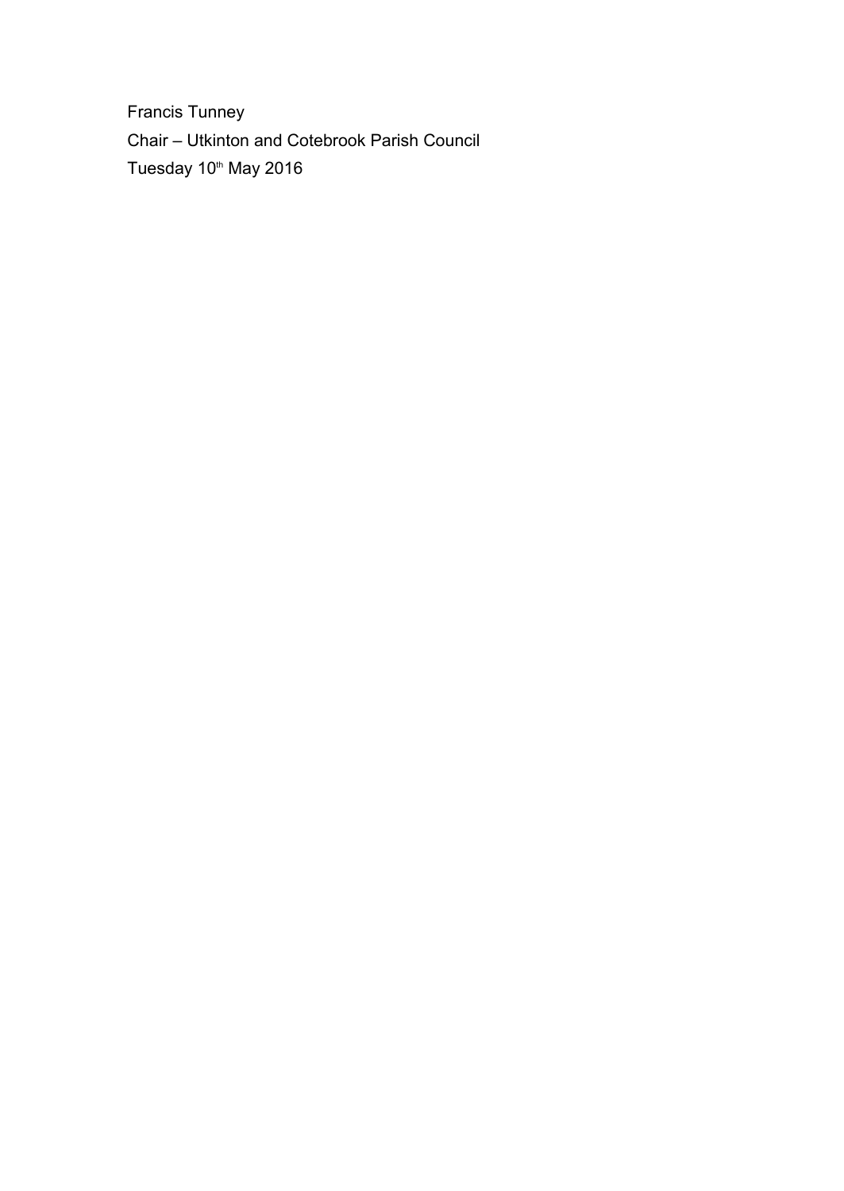Francis Tunney

Chair – Utkinton and Cotebrook Parish Council

Tuesday 10th May 2016